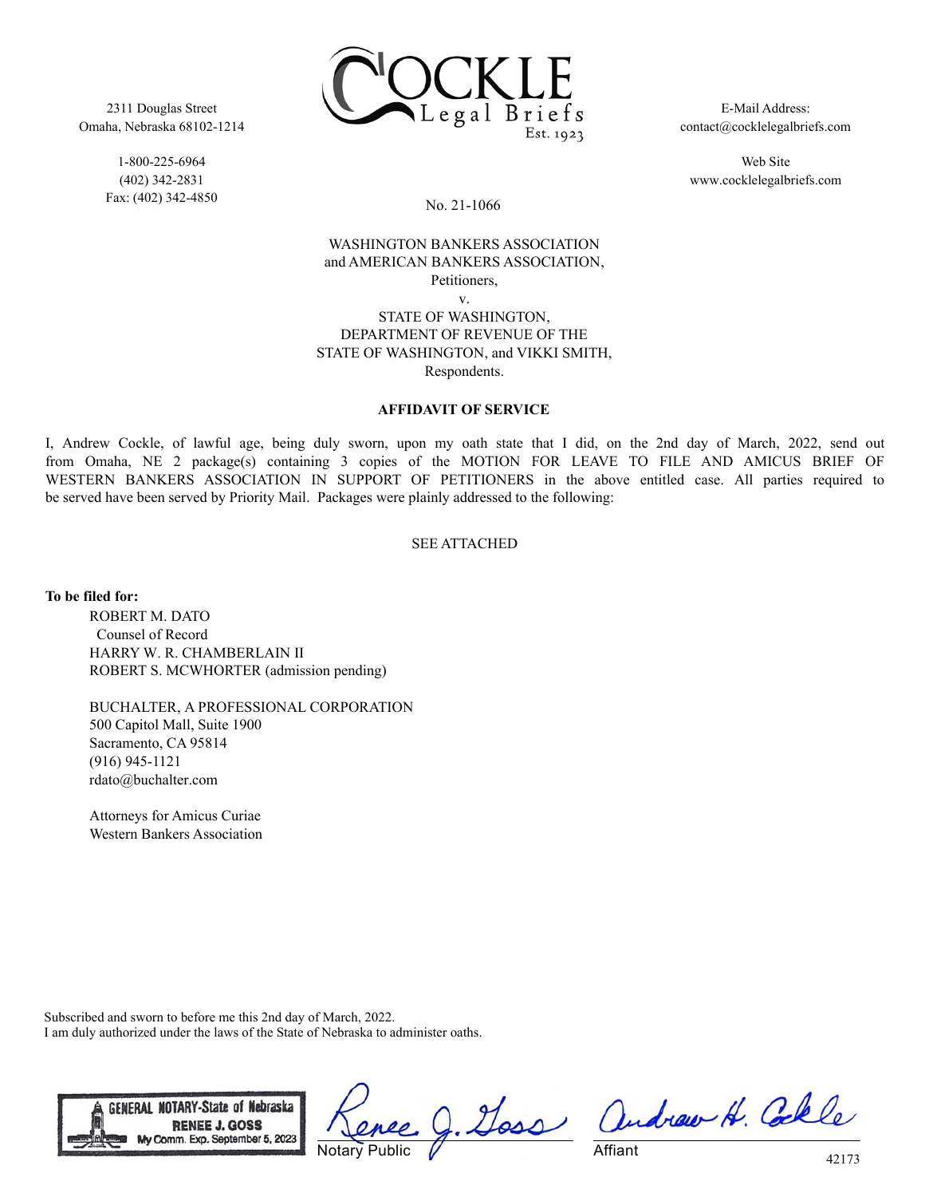2311 Douglas Street
Omaha, Nebraska 68102-1214

1-800-225-6964
(402) 342-2831
Fax: (402) 342-4850

COCKLE Legal Briefs Est. 1923

E-Mail Address:
contact@cocklelegalbriefs.com

Web Site
www.cocklelegalbriefs.com

No. 21-1066

WASHINGTON BANKERS ASSOCIATION
and AMERICAN BANKERS ASSOCIATION,
Petitioners,
v.
STATE OF WASHINGTON,
DEPARTMENT OF REVENUE OF THE
STATE OF WASHINGTON, and VIKKI SMITH,
Respondents.

**AFFIDAVIT OF SERVICE**

I, Andrew Cockle, of lawful age, being duly sworn, upon my oath state that I did, on the 2nd day of March, 2022, send out from Omaha, NE 2 package(s) containing 3 copies of the MOTION FOR LEAVE TO FILE AND AMICUS BRIEF OF WESTERN BANKERS ASSOCIATION IN SUPPORT OF PETITIONERS in the above entitled case. All parties required to be served have been served by Priority Mail. Packages were plainly addressed to the following:

SEE ATTACHED

**To be filed for:**

ROBERT M. DATO
Counsel of Record
HARRY W. R. CHAMBERLAIN II
ROBERT S. MCWHORTER (admission pending)

BUCHALTER, A PROFESSIONAL CORPORATION
500 Capitol Mall, Suite 1900
Sacramento, CA 95814
(916) 945-1121
rdato@buchalter.com

Attorneys for Amicus Curiae
Western Bankers Association

Subscribed and sworn to before me this 2nd day of March, 2022.
I am duly authorized under the laws of the State of Nebraska to administer oaths.

GENERAL NOTARY-State of Nebraska
RENEE J. GOSS
My Comm. Exp. September 5, 2023

Renee J. Goss
Notary Public

Andrew H. Cockle
Affiant

42173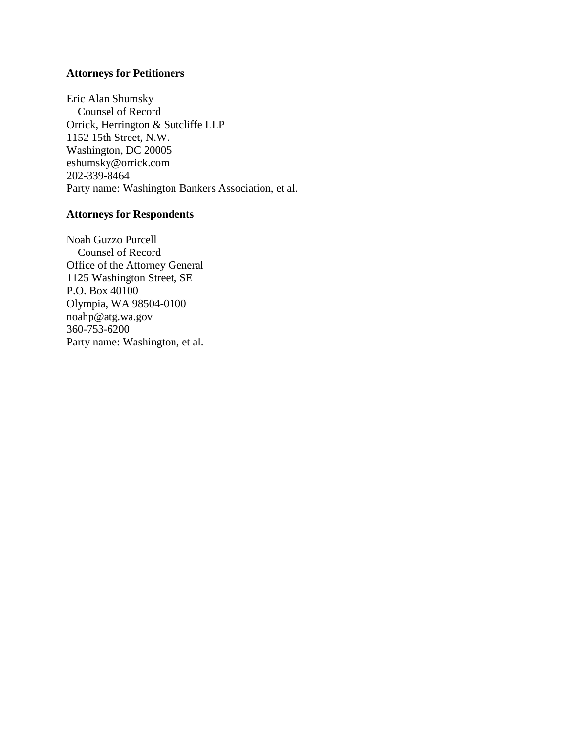**Attorneys for Petitioners**

Eric Alan Shumsky
   Counsel of Record
Orrick, Herrington & Sutcliffe LLP
1152 15th Street, N.W.
Washington, DC 20005
eshumsky@orrick.com
202-339-8464
Party name: Washington Bankers Association, et al.

**Attorneys for Respondents**

Noah Guzzo Purcell
   Counsel of Record
Office of the Attorney General
1125 Washington Street, SE
P.O. Box 40100
Olympia, WA 98504-0100
noahp@atg.wa.gov
360-753-6200
Party name: Washington, et al.